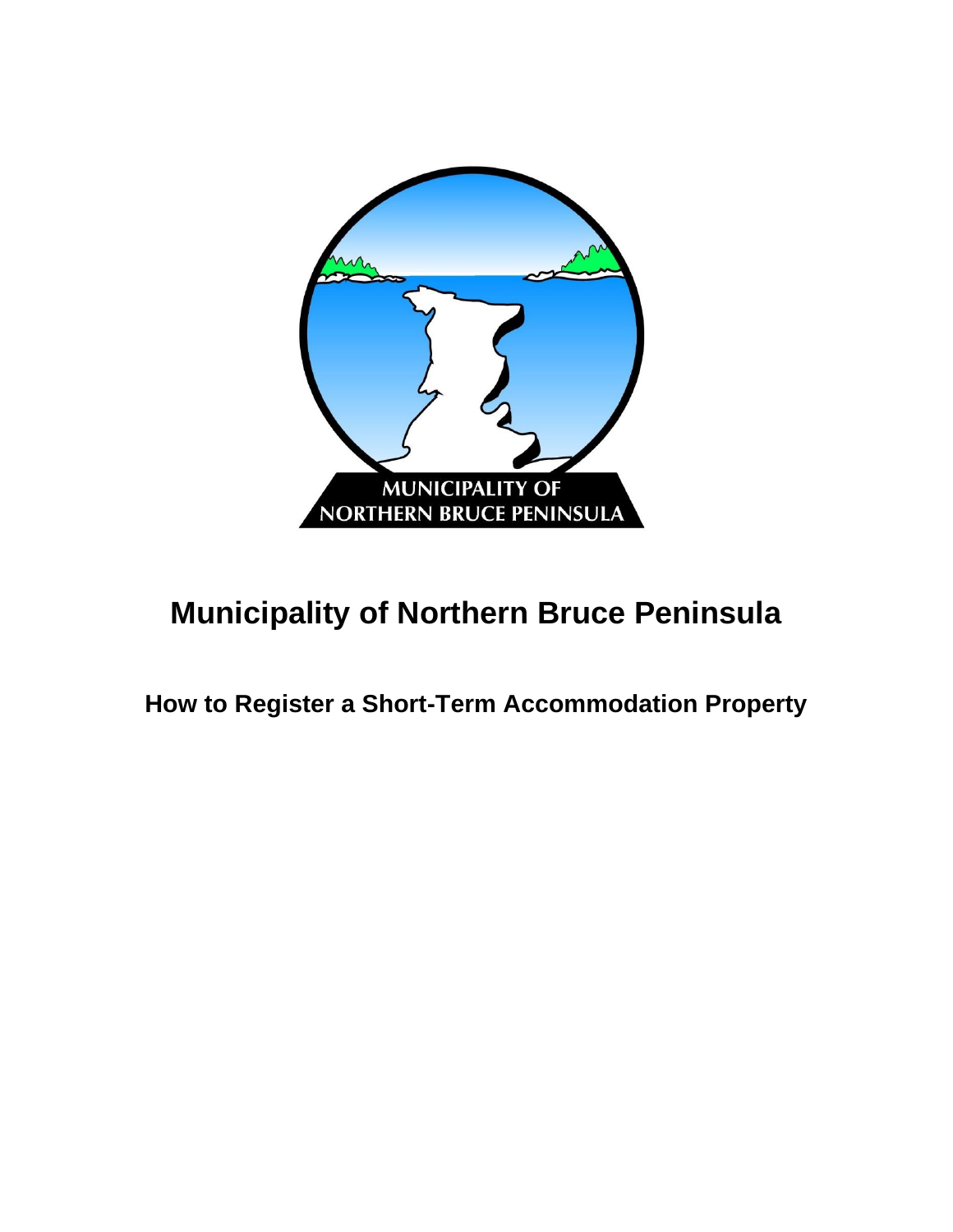# Municipality of Northern Bruce Peninsula

## How to Register a Short-Term Accommodation Property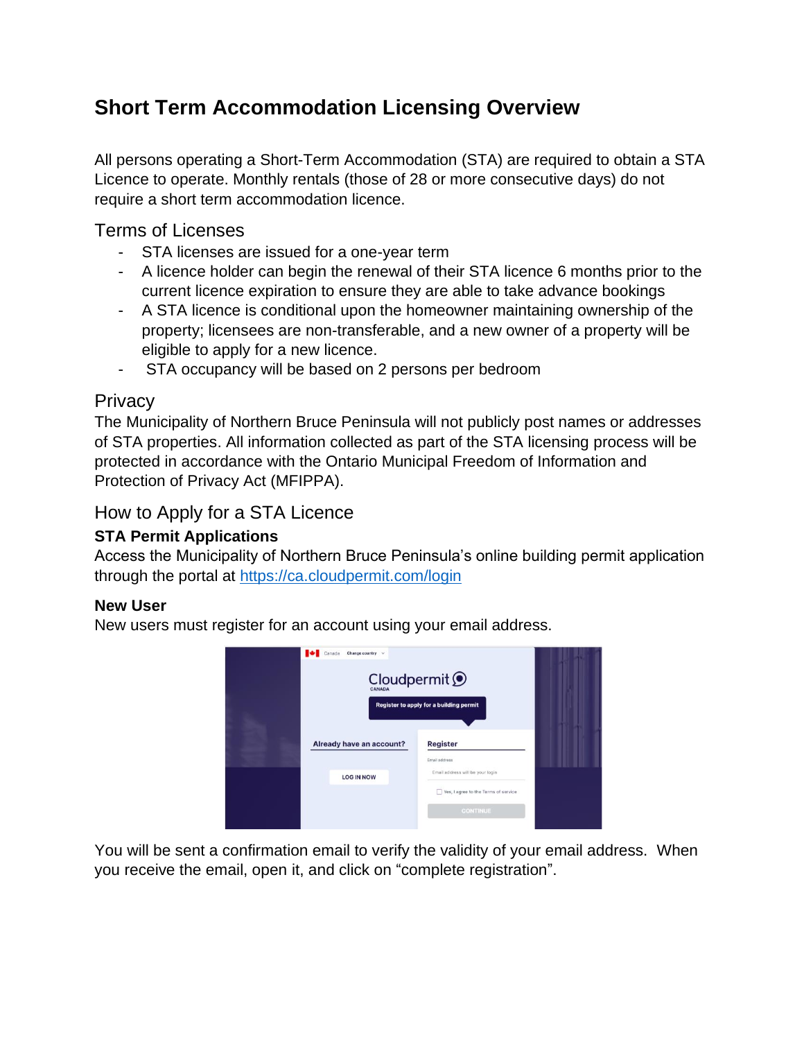# Short Term Accommodation Licensing Overview

All persons operating a Short-Term Accommodation (STA) are required to obtain a STA Licence to operate. Monthly rentals (those of 28 or more consecutive days) do not require a short term accommodation licence.

## Terms of Licenses

- STA licenses are issued for a one-year term
- A licence holder can begin the renewal of their STA licence 6 months prior to the current licence expiration to ensure they are able to take advance bookings
- A STA licence is conditional upon the homeowner maintaining ownership of the property; licensees are non-transferable, and a new owner of a property will be eligible to apply for a new licence.
- STA occupancy will be based on 2 persons per bedroom

## Privacy

The Municipality of Northern Bruce Peninsula will not publicly post names or addresses of STA properties. All information collected as part of the STA licensing process will be protected in accordance with the Ontario Municipal Freedom of Information and Protection of Privacy Act (MFIPPA).

## How to Apply for a STA Licence

### STA Permit Applications

Access the Municipality of Northern Bruce Peninsula's online building permit application through the portal at [https://ca.cloudpermit.com/login](https://ca.cloudpermit.com/login)

### New User

New users must register for an account using your email address.

You will be sent a confirmation email to verify the validity of your email address. When you receive the email, open it, and click on "complete registration".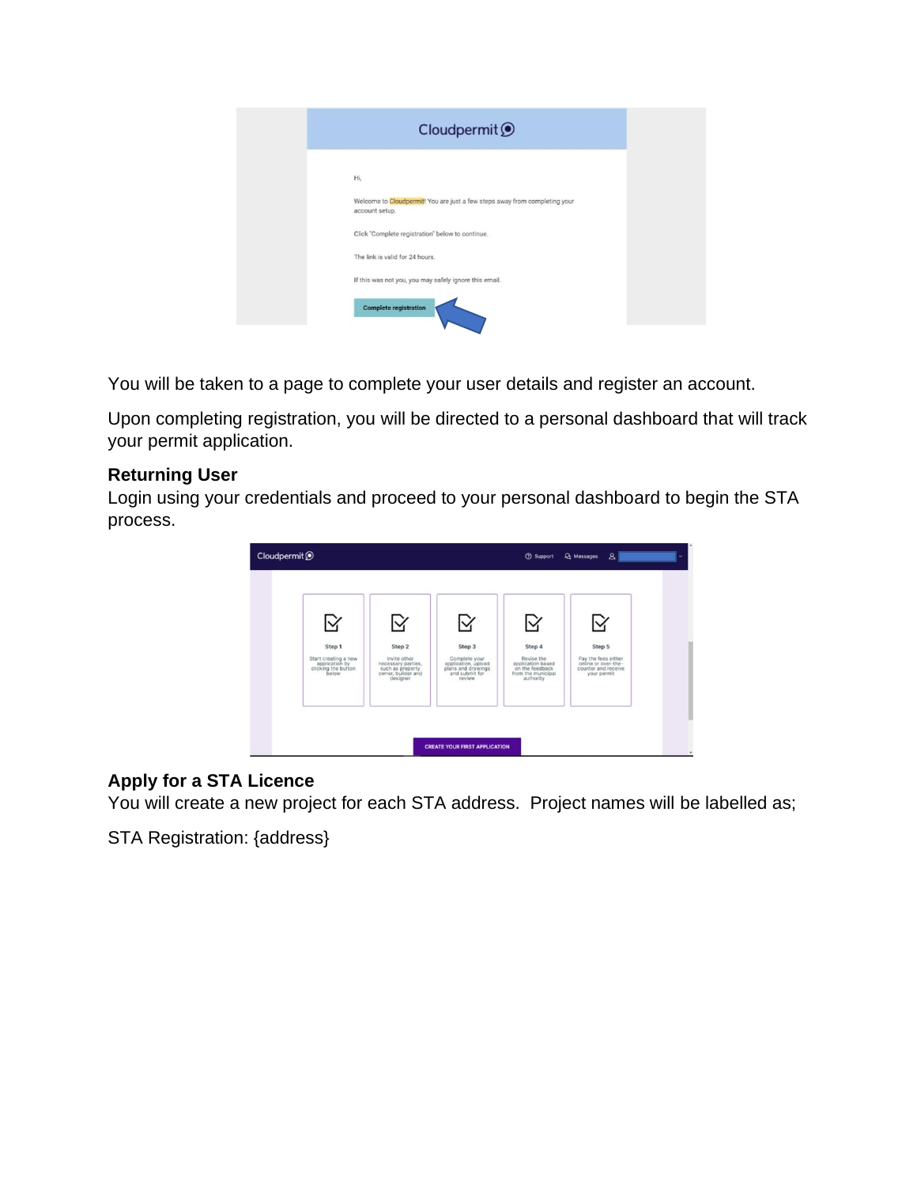You will be taken to a page to complete your user details and register an account.

Upon completing registration, you will be directed to a personal dashboard that will track your permit application.

**Returning User**

Login using your credentials and proceed to your personal dashboard to begin the STA process.

**Apply for a STA Licence**

You will create a new project for each STA address. Project names will be labelled as;

STA Registration: {address}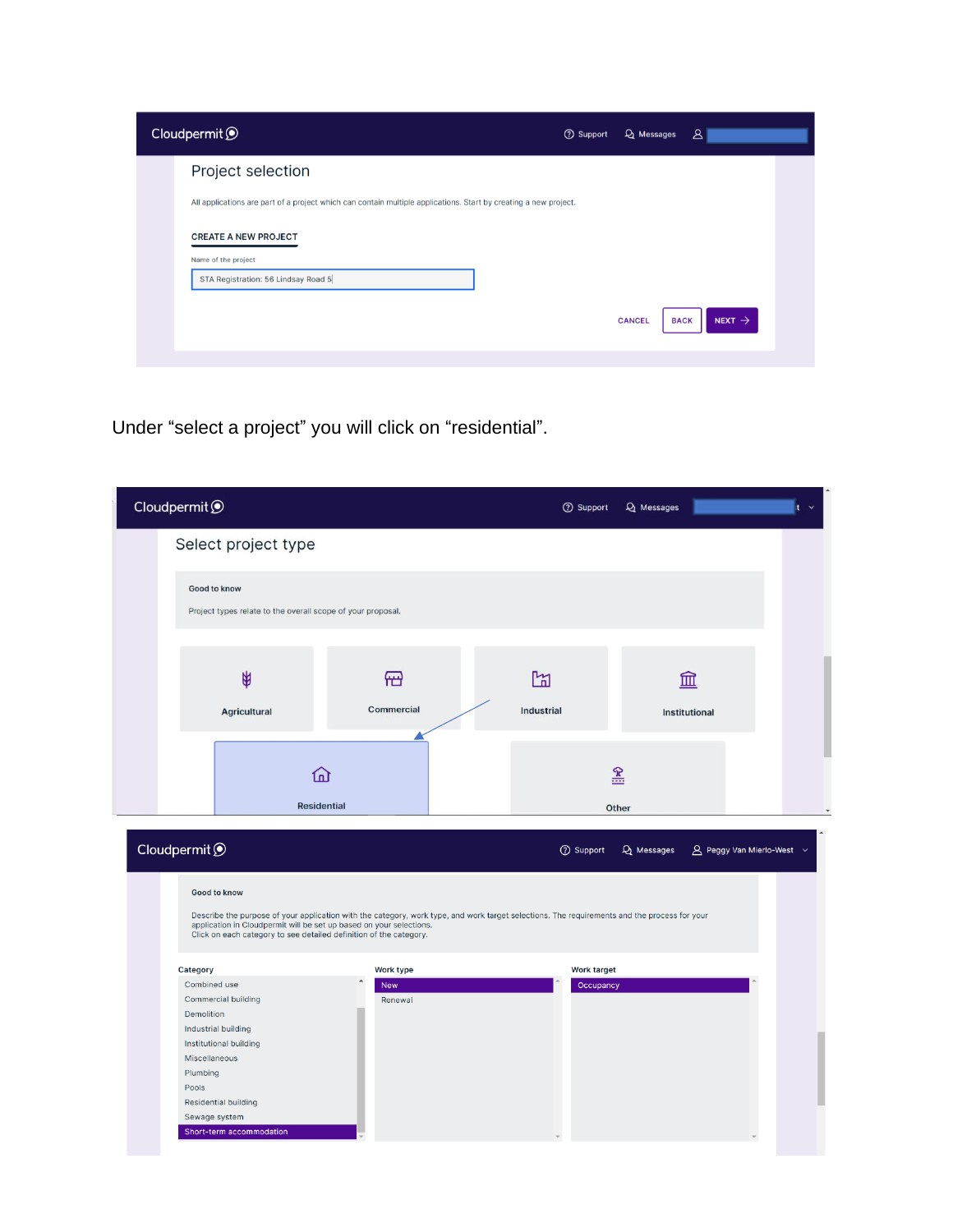Cloudpermit

Support Messages

Project selection

All applications are part of a project which can contain multiple applications. Start by creating a new project.

CREATE A NEW PROJECT

Name of the project

STA Registration: 56 Lindsay Road 5

CANCEL BACK NEXT

Under “select a project” you will click on “residential”.

Cloudpermit

Support Messages

Select project type

Good to know

Project types relate to the overall scope of your proposal.

Agricultural

Commercial

Industrial

Institutional

Residential

Other

Cloudpermit

Support Messages Peggy Van Mierlo-West

Good to know

Describe the purpose of your application with the category, work type, and work target selections. The requirements and the process for your application in Cloudpermit will be set up based on your selections.
Click on each category to see detailed definition of the category.

| Category | Work type | Work target |
|---|---|---|
| Combined use | New | Occupancy |
| Commercial building | Renewal | |
| Demolition | | |
| Industrial building | | |
| Institutional building | | |
| Miscellaneous | | |
| Plumbing | | |
| Pools | | |
| Residential building | | |
| Sewage system | | |
| Short-term accommodation | | |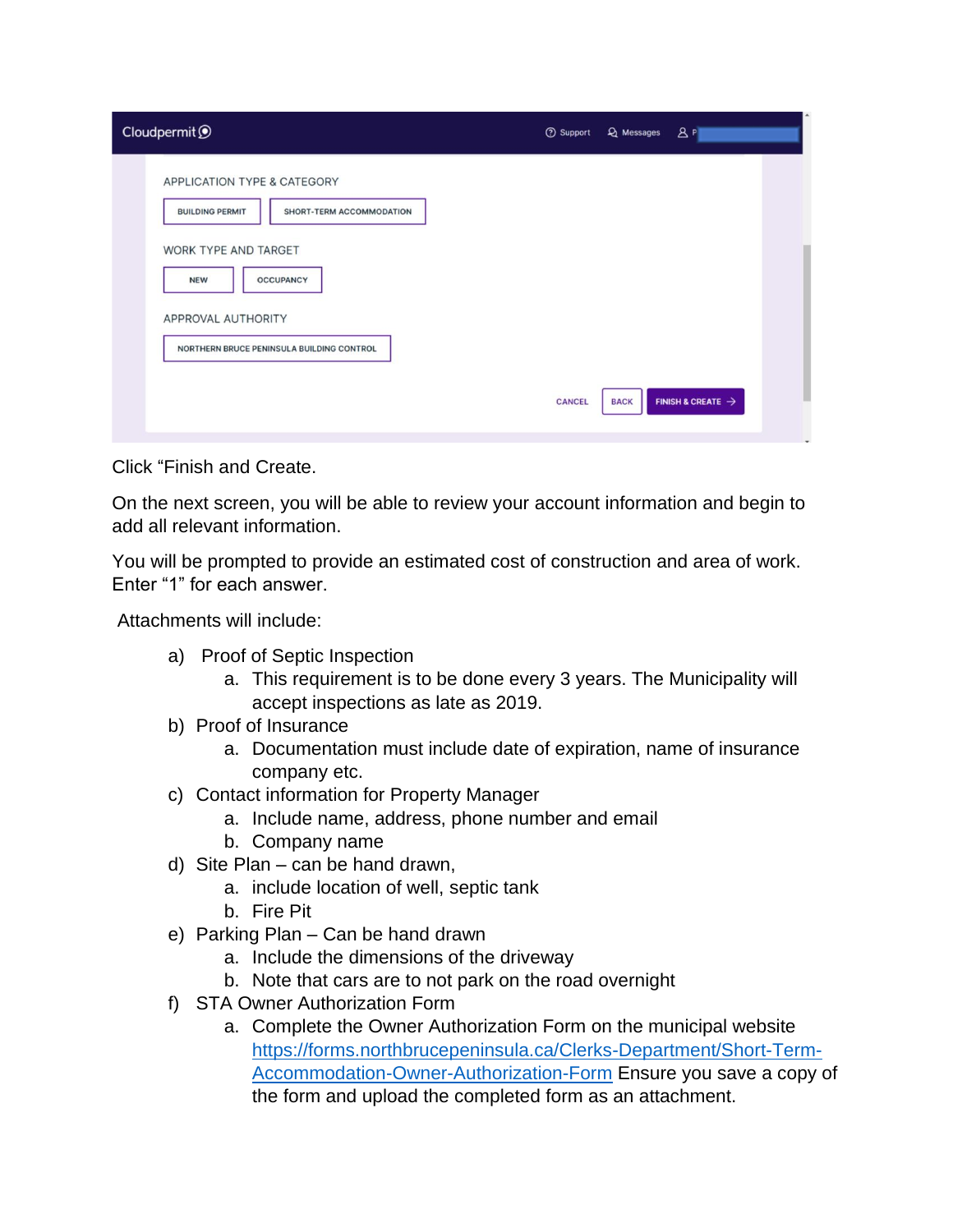Cloudpermit

Support | Messages

APPLICATION TYPE & CATEGORY

BUILDING PERMIT | SHORT-TERM ACCOMMODATION

WORK TYPE AND TARGET

NEW | OCCUPANCY

APPROVAL AUTHORITY

NORTHERN BRUCE PENINSULA BUILDING CONTROL

CANCEL | BACK | FINISH & CREATE →

Click "Finish and Create.

On the next screen, you will be able to review your account information and begin to add all relevant information.

You will be prompted to provide an estimated cost of construction and area of work. Enter "1" for each answer.

Attachments will include:

a) Proof of Septic Inspection
   a. This requirement is to be done every 3 years. The Municipality will accept inspections as late as 2019.
b) Proof of Insurance
   a. Documentation must include date of expiration, name of insurance company etc.
c) Contact information for Property Manager
   a. Include name, address, phone number and email
   b. Company name
d) Site Plan – can be hand drawn,
   a. include location of well, septic tank
   b. Fire Pit
e) Parking Plan – Can be hand drawn
   a. Include the dimensions of the driveway
   b. Note that cars are to not park on the road overnight
f) STA Owner Authorization Form
   a. Complete the Owner Authorization Form on the municipal website [https://forms.northbrucepeninsula.ca/Clerks-Department/Short-Term-Accommodation-Owner-Authorization-Form](https://forms.northbrucepeninsula.ca/Clerks-Department/Short-Term-Accommodation-Owner-Authorization-Form) Ensure you save a copy of the form and upload the completed form as an attachment.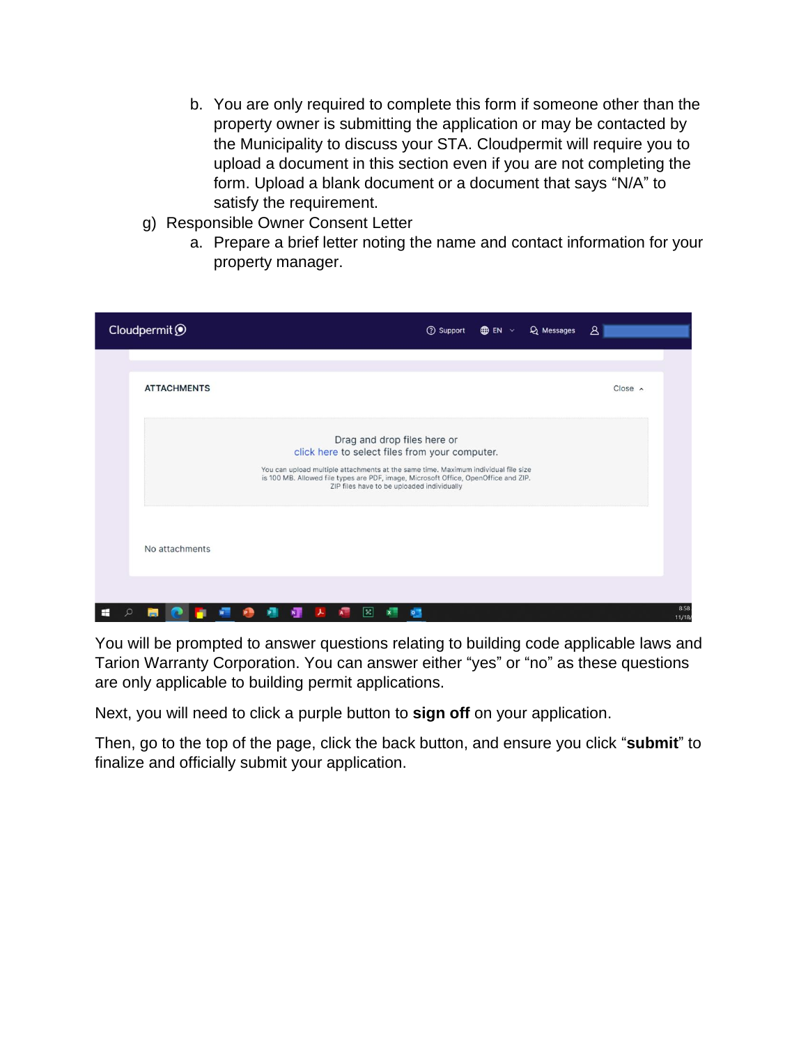b. You are only required to complete this form if someone other than the property owner is submitting the application or may be contacted by the Municipality to discuss your STA. Cloudpermit will require you to upload a document in this section even if you are not completing the form. Upload a blank document or a document that says "N/A" to satisfy the requirement.

g) Responsible Owner Consent Letter

a. Prepare a brief letter noting the name and contact information for your property manager.

You will be prompted to answer questions relating to building code applicable laws and Tarion Warranty Corporation. You can answer either "yes" or "no" as these questions are only applicable to building permit applications.

Next, you will need to click a purple button to **sign off** on your application.

Then, go to the top of the page, click the back button, and ensure you click "**submit**" to finalize and officially submit your application.